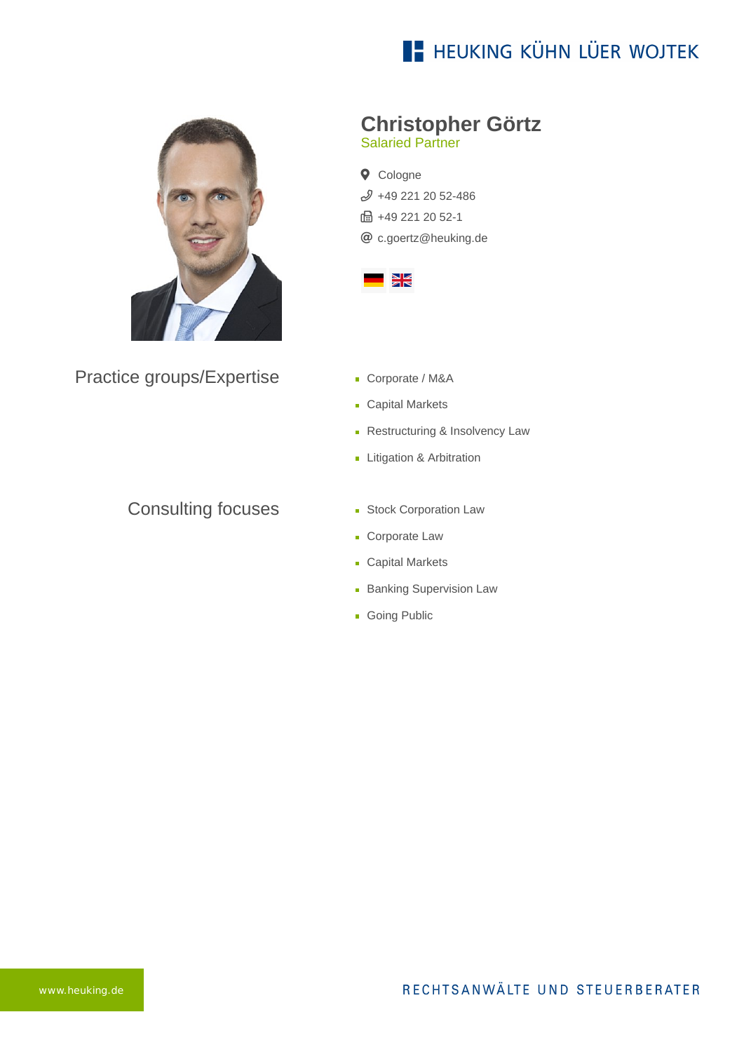HEUKING KÜHN LÜER WOJTEK

# Christopher Görtz

Salaried Partner

Cologne
+49 221 20 52-486
+49 221 20 52-1
c.goertz@heuking.de

## Practice groups/Expertise

- Corporate / M&A
- Capital Markets
- Restructuring & Insolvency Law
- Litigation & Arbitration

## Consulting focuses

- Stock Corporation Law
- Corporate Law
- Capital Markets
- Banking Supervision Law
- Going Public

www.heuking.de

RECHTSANWÄLTE UND STEUERBERATER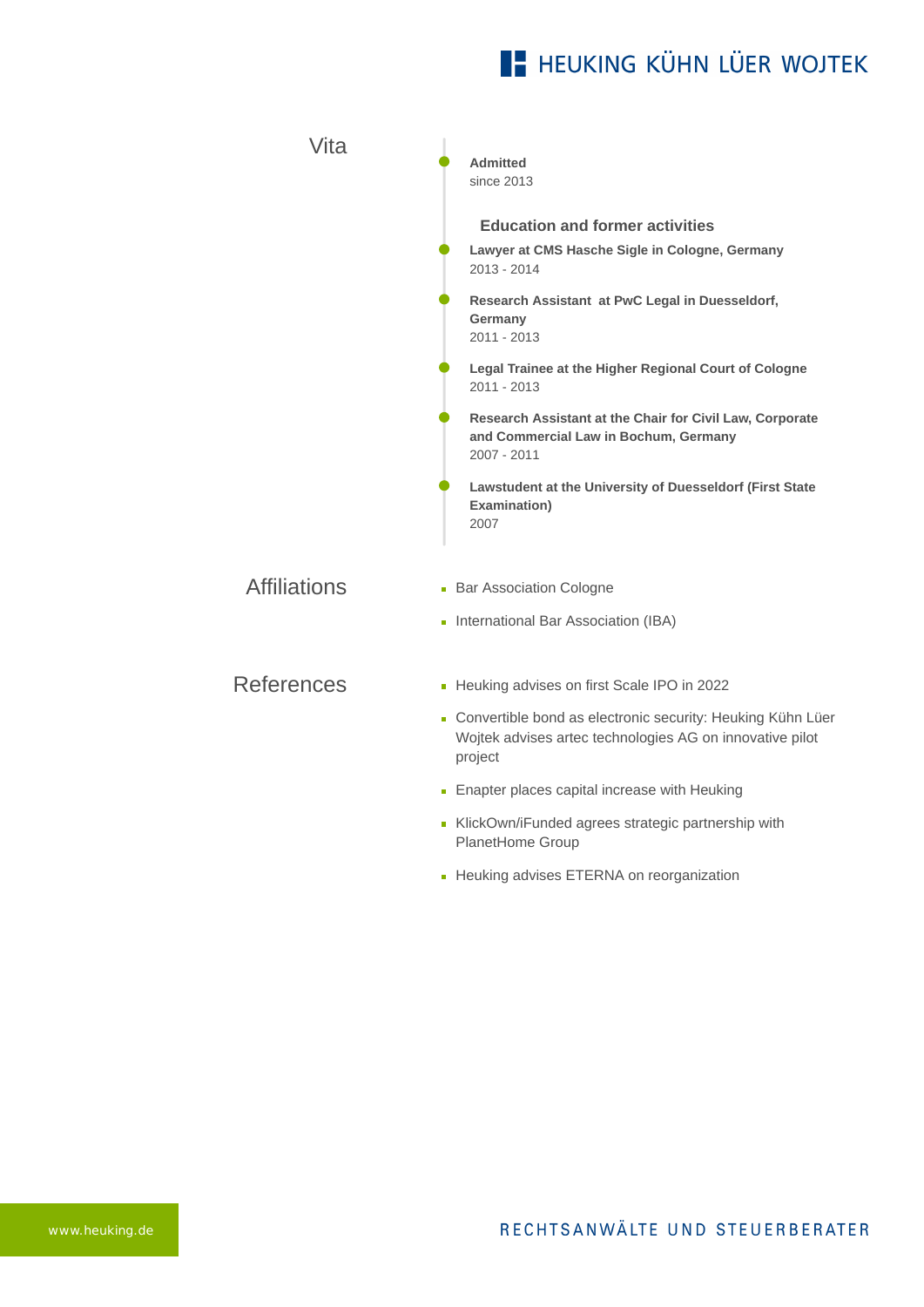## Vita

**Admitted**
since 2013

### Education and former activities

**Lawyer at CMS Hasche Sigle in Cologne, Germany**
2013 - 2014

**Research Assistant at PwC Legal in Duesseldorf, Germany**
2011 - 2013

**Legal Trainee at the Higher Regional Court of Cologne**
2011 - 2013

**Research Assistant at the Chair for Civil Law, Corporate and Commercial Law in Bochum, Germany**
2007 - 2011

**Lawstudent at the University of Duesseldorf (First State Examination)**
2007

## Affiliations

- Bar Association Cologne
- International Bar Association (IBA)

## References

- Heuking advises on first Scale IPO in 2022
- Convertible bond as electronic security: Heuking Kühn Lüer Wojtek advises artec technologies AG on innovative pilot project
- Enapter places capital increase with Heuking
- KlickOwn/iFunded agrees strategic partnership with PlanetHome Group
- Heuking advises ETERNA on reorganization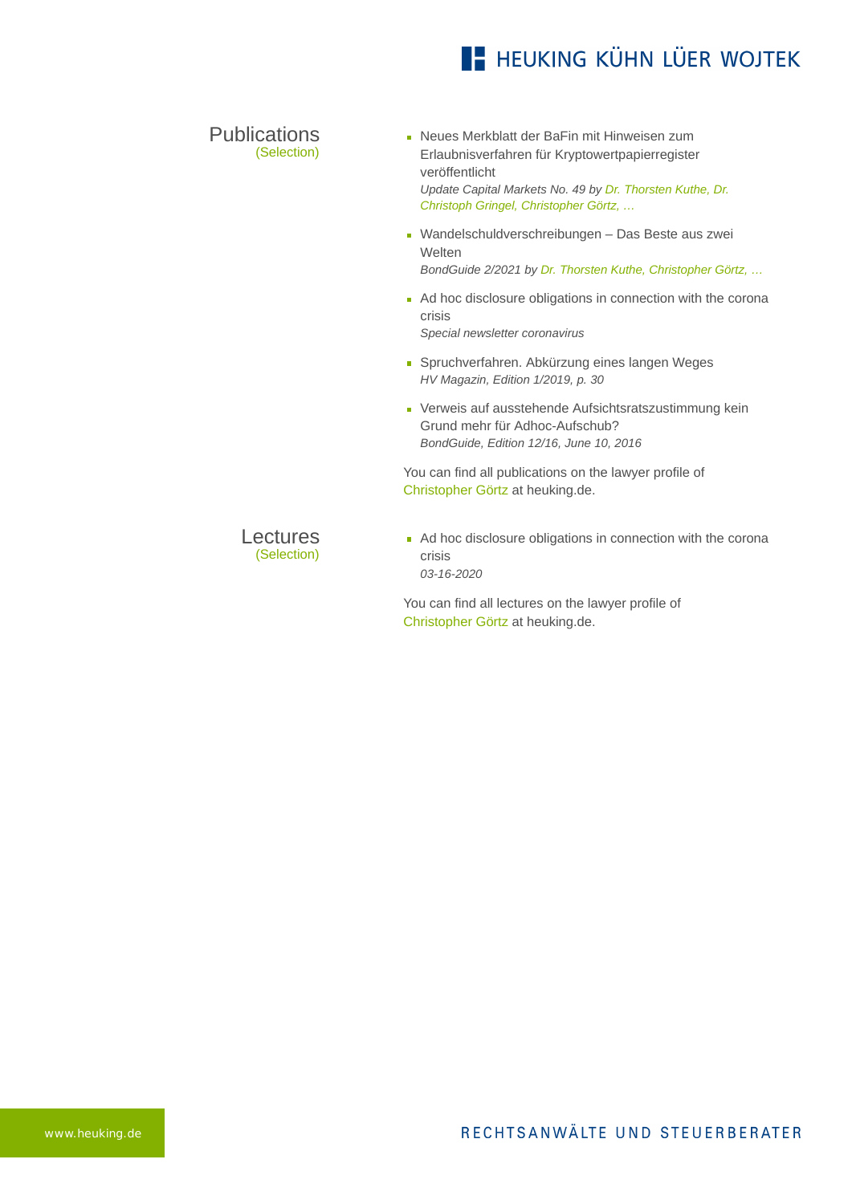## Publications
(Selection)

- Neues Merkblatt der BaFin mit Hinweisen zum Erlaubnisverfahren für Kryptowertpapierregister veröffentlicht
  *Update Capital Markets No. 49 by Dr. Thorsten Kuthe, Dr. Christoph Gringel, Christopher Görtz, …*
- Wandelschuldverschreibungen – Das Beste aus zwei Welten
  *BondGuide 2/2021 by Dr. Thorsten Kuthe, Christopher Görtz, …*
- Ad hoc disclosure obligations in connection with the corona crisis
  *Special newsletter coronavirus*
- Spruchverfahren. Abkürzung eines langen Weges
  *HV Magazin, Edition 1/2019, p. 30*
- Verweis auf ausstehende Aufsichtsratszustimmung kein Grund mehr für Adhoc-Aufschub?
  *BondGuide, Edition 12/16, June 10, 2016*

You can find all publications on the lawyer profile of Christopher Görtz at heuking.de.

## Lectures
(Selection)

- Ad hoc disclosure obligations in connection with the corona crisis
  *03-16-2020*

You can find all lectures on the lawyer profile of Christopher Görtz at heuking.de.